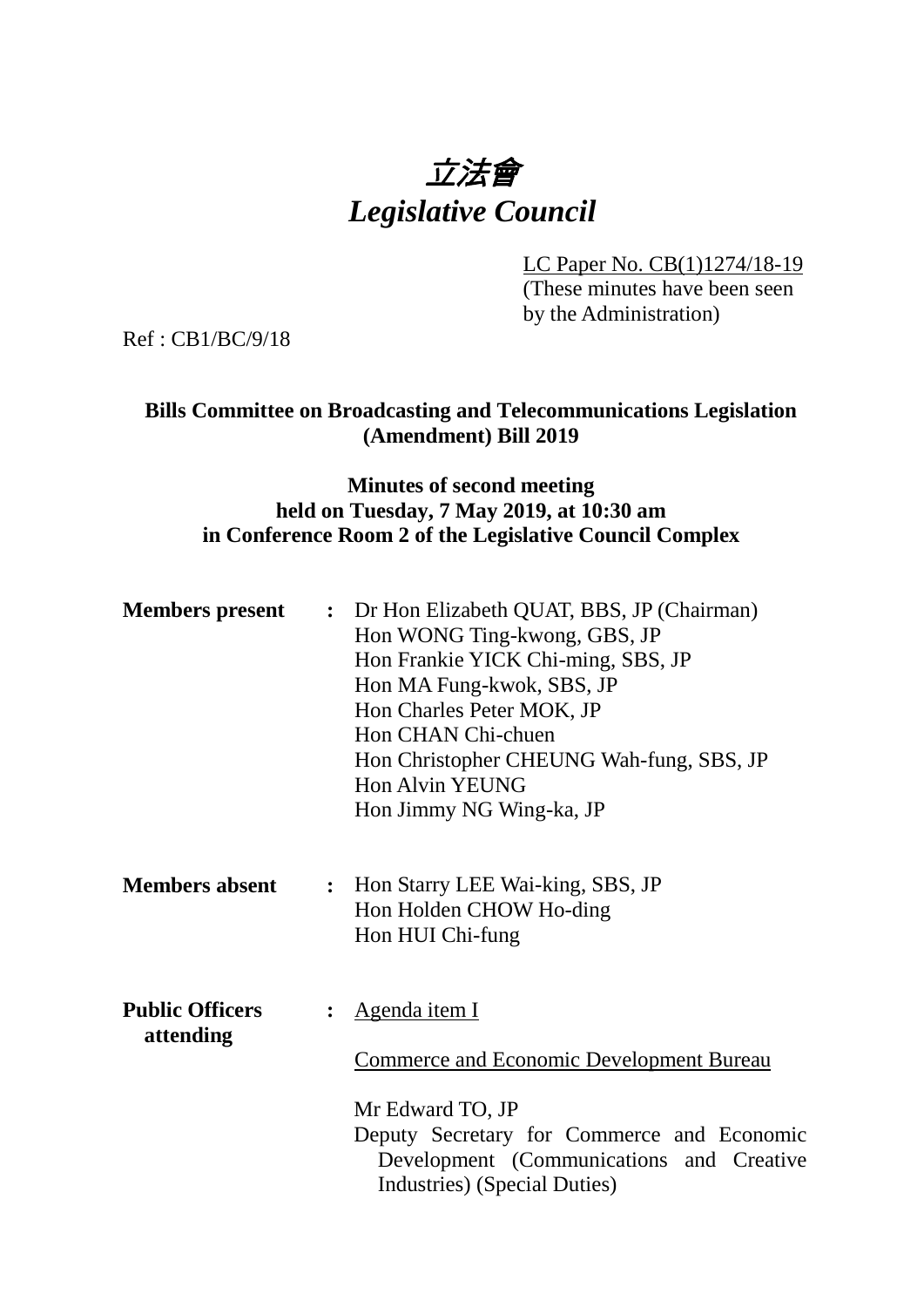# *立法會*
# *Legislative Council*

LC Paper No. CB(1)1274/18-19
(These minutes have been seen by the Administration)

Ref : CB1/BC/9/18

**Bills Committee on Broadcasting and Telecommunications Legislation (Amendment) Bill 2019**

**Minutes of second meeting held on Tuesday, 7 May 2019, at 10:30 am in Conference Room 2 of the Legislative Council Complex**

**Members present** : Dr Hon Elizabeth QUAT, BBS, JP (Chairman)
Hon WONG Ting-kwong, GBS, JP
Hon Frankie YICK Chi-ming, SBS, JP
Hon MA Fung-kwok, SBS, JP
Hon Charles Peter MOK, JP
Hon CHAN Chi-chuen
Hon Christopher CHEUNG Wah-fung, SBS, JP
Hon Alvin YEUNG
Hon Jimmy NG Wing-ka, JP

**Members absent** : Hon Starry LEE Wai-king, SBS, JP
Hon Holden CHOW Ho-ding
Hon HUI Chi-fung

**Public Officers attending** : Agenda item I

Commerce and Economic Development Bureau

Mr Edward TO, JP
Deputy Secretary for Commerce and Economic Development (Communications and Creative Industries) (Special Duties)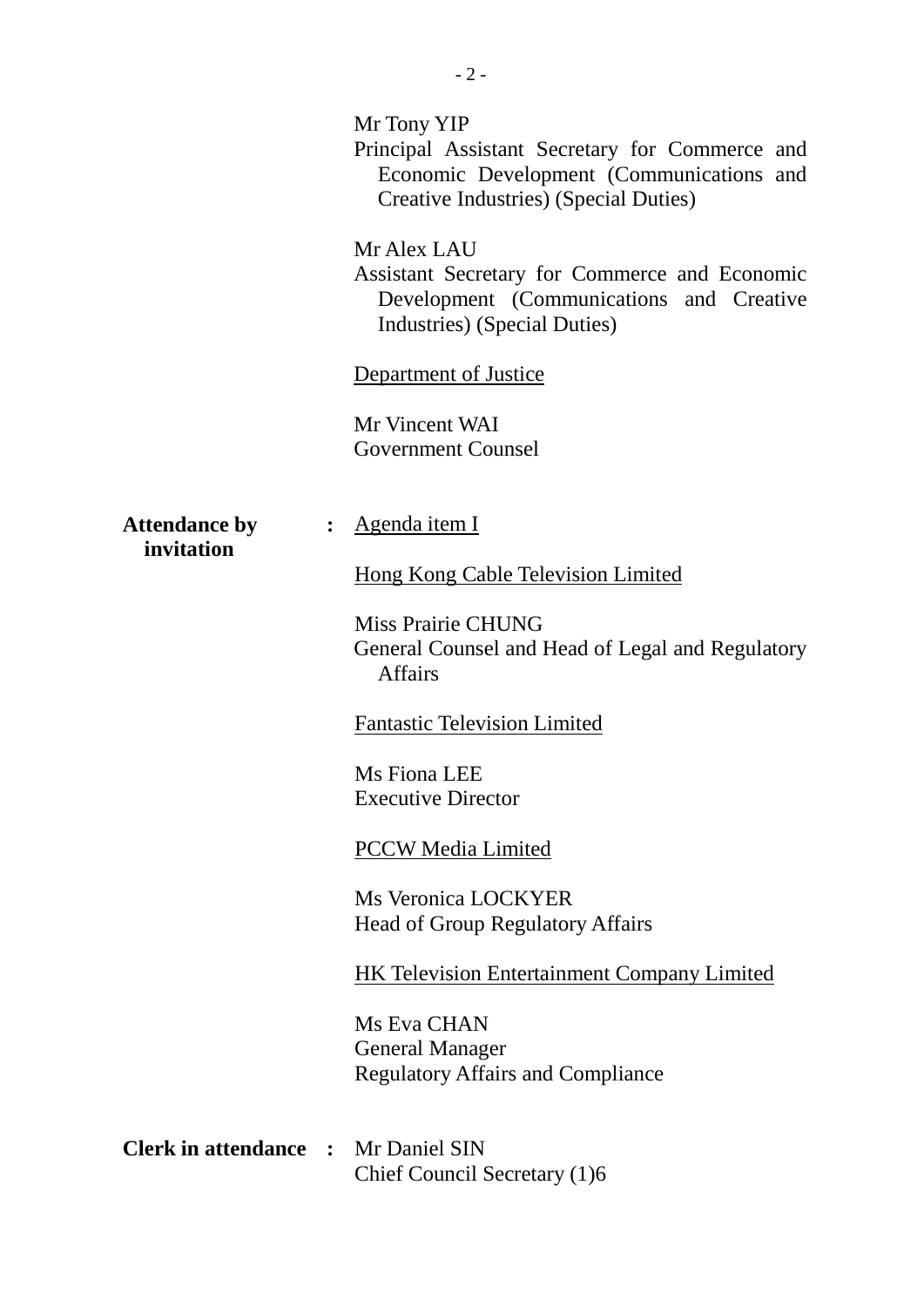Mr Tony YIP
Principal Assistant Secretary for Commerce and Economic Development (Communications and Creative Industries) (Special Duties)

Mr Alex LAU
Assistant Secretary for Commerce and Economic Development (Communications and Creative Industries) (Special Duties)

Department of Justice

Mr Vincent WAI
Government Counsel

**Attendance by invitation** : Agenda item I

Hong Kong Cable Television Limited

Miss Prairie CHUNG
General Counsel and Head of Legal and Regulatory Affairs

Fantastic Television Limited

Ms Fiona LEE
Executive Director

PCCW Media Limited

Ms Veronica LOCKYER
Head of Group Regulatory Affairs

HK Television Entertainment Company Limited

Ms Eva CHAN
General Manager
Regulatory Affairs and Compliance

**Clerk in attendance** : Mr Daniel SIN
Chief Council Secretary (1)6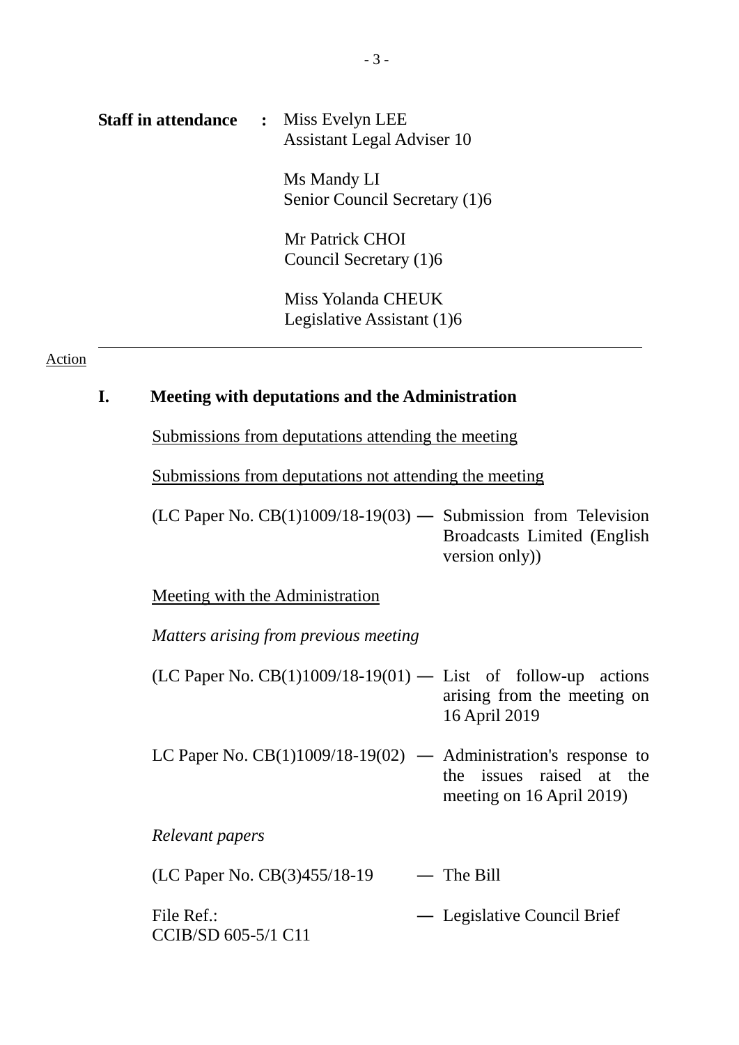**Staff in attendance** : Miss Evelyn LEE
Assistant Legal Adviser 10

Ms Mandy LI
Senior Council Secretary (1)6

Mr Patrick CHOI
Council Secretary (1)6

Miss Yolanda CHEUK
Legislative Assistant (1)6

---

Action

## I. Meeting with deputations and the Administration

Submissions from deputations attending the meeting

Submissions from deputations not attending the meeting

(LC Paper No. CB(1)1009/18-19(03) — Submission from Television Broadcasts Limited (English version only))

Meeting with the Administration

*Matters arising from previous meeting*

(LC Paper No. CB(1)1009/18-19(01) — List of follow-up actions arising from the meeting on 16 April 2019

LC Paper No. CB(1)1009/18-19(02) — Administration's response to the issues raised at the meeting on 16 April 2019)

*Relevant papers*

(LC Paper No. CB(3)455/18-19 — The Bill

File Ref.: CCIB/SD 605-5/1 C11 — Legislative Council Brief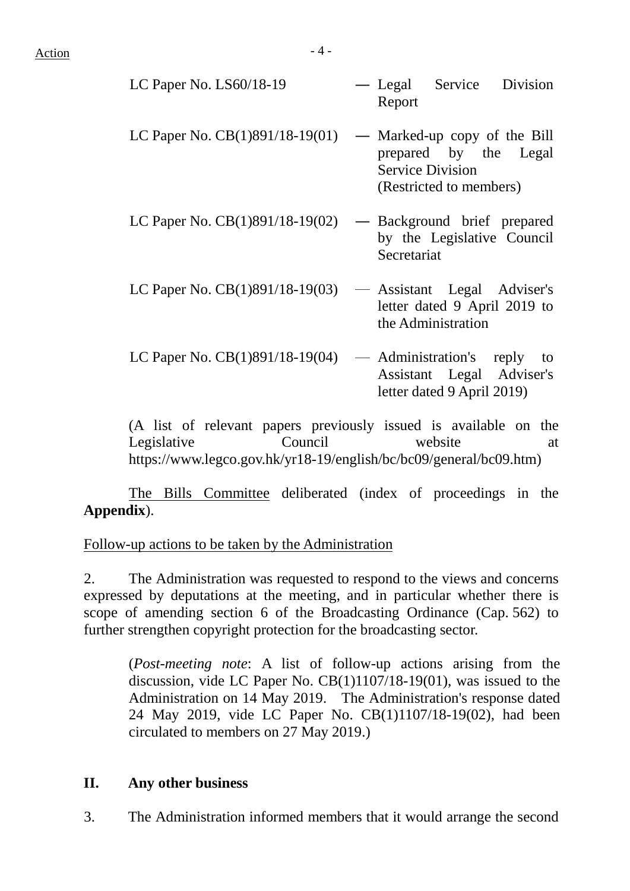Action

| | | |
|---|---|---|
| LC Paper No. LS60/18-19 | — | Legal Service Division Report |
| LC Paper No. CB(1)891/18-19(01) | — | Marked-up copy of the Bill prepared by the Legal Service Division (Restricted to members) |
| LC Paper No. CB(1)891/18-19(02) | — | Background brief prepared by the Legislative Council Secretariat |
| LC Paper No. CB(1)891/18-19(03) | — | Assistant Legal Adviser's letter dated 9 April 2019 to the Administration |
| LC Paper No. CB(1)891/18-19(04) | — | Administration's reply to Assistant Legal Adviser's letter dated 9 April 2019) |

(A list of relevant papers previously issued is available on the Legislative Council website at https://www.legco.gov.hk/yr18-19/english/bc/bc09/general/bc09.htm)

The Bills Committee deliberated (index of proceedings in the **Appendix**).

Follow-up actions to be taken by the Administration

2. The Administration was requested to respond to the views and concerns expressed by deputations at the meeting, and in particular whether there is scope of amending section 6 of the Broadcasting Ordinance (Cap. 562) to further strengthen copyright protection for the broadcasting sector.

(*Post-meeting note*: A list of follow-up actions arising from the discussion, vide LC Paper No. CB(1)1107/18-19(01), was issued to the Administration on 14 May 2019. The Administration's response dated 24 May 2019, vide LC Paper No. CB(1)1107/18-19(02), had been circulated to members on 27 May 2019.)

## II. Any other business

3. The Administration informed members that it would arrange the second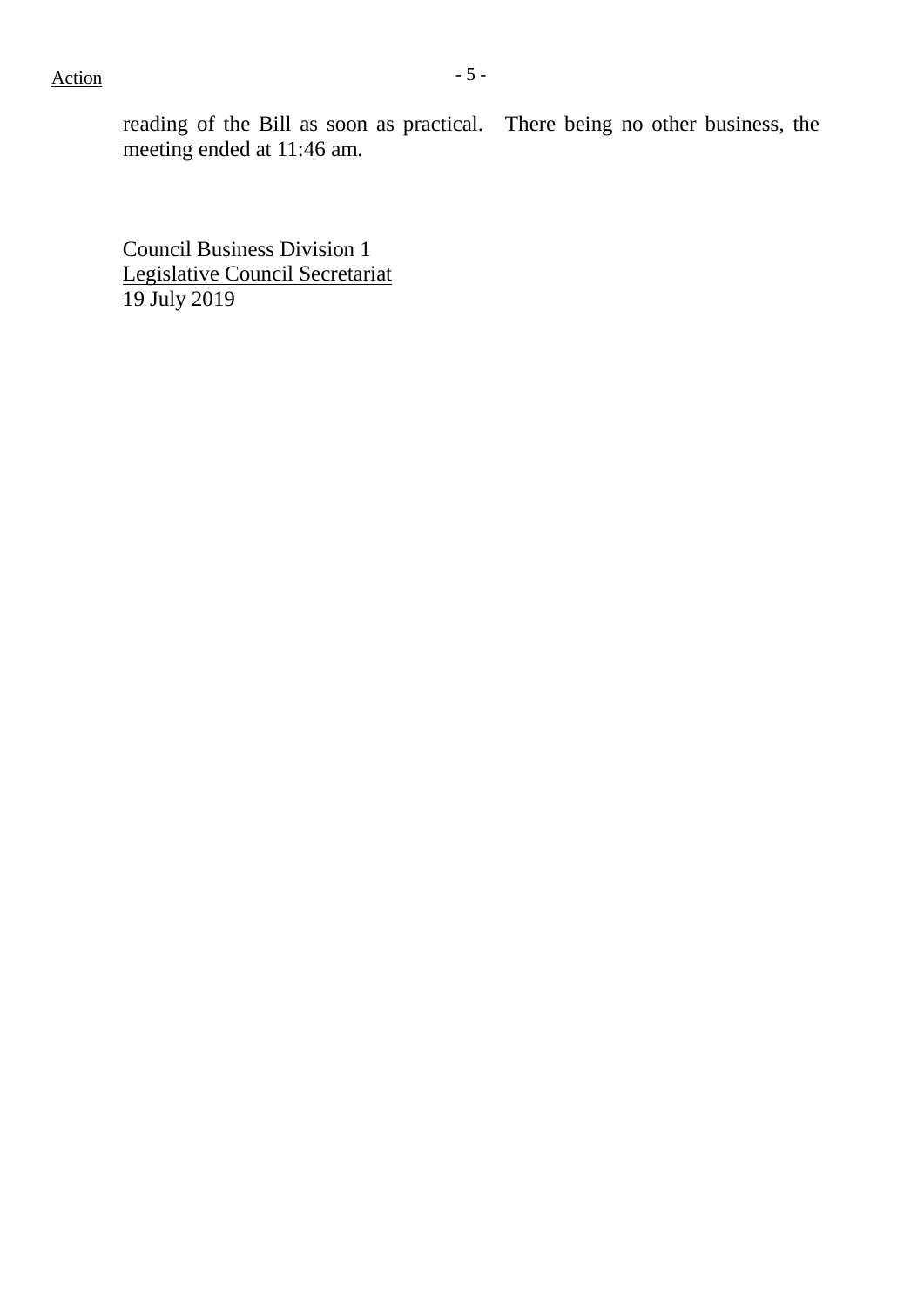reading of the Bill as soon as practical. There being no other business, the meeting ended at 11:46 am.

Council Business Division 1
Legislative Council Secretariat
19 July 2019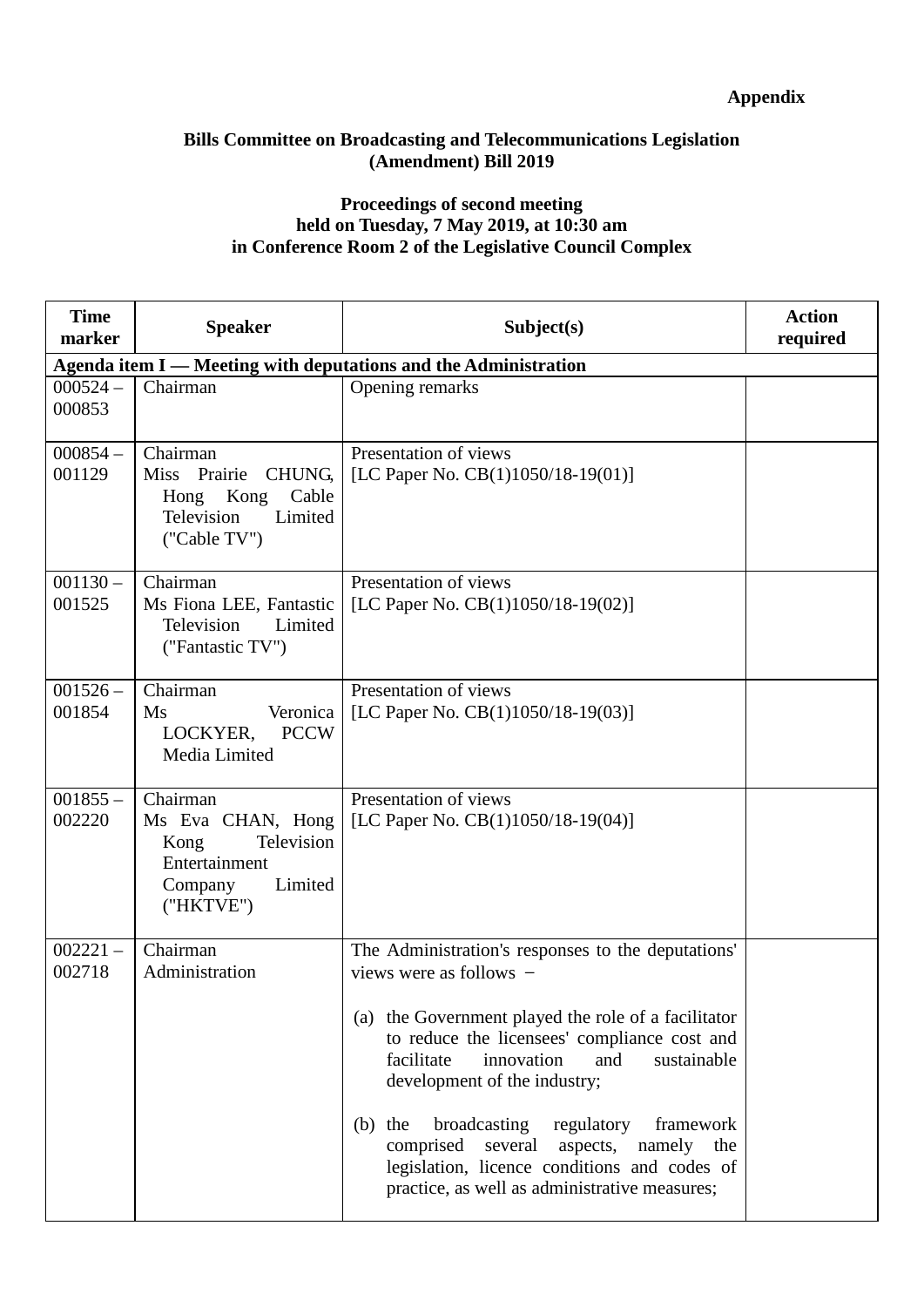**Appendix**

**Bills Committee on Broadcasting and Telecommunications Legislation (Amendment) Bill 2019**

**Proceedings of second meeting held on Tuesday, 7 May 2019, at 10:30 am in Conference Room 2 of the Legislative Council Complex**

| Time marker | Speaker | Subject(s) | Action required |
|---|---|---|---|
| **Agenda item I — Meeting with deputations and the Administration** | | | |
| 000524 – 000853 | Chairman | Opening remarks | |
| 000854 – 001129 | Chairman<br>Miss Prairie CHUNG, Hong Kong Cable Television Limited ("Cable TV") | Presentation of views<br>[LC Paper No. CB(1)1050/18-19(01)] | |
| 001130 – 001525 | Chairman<br>Ms Fiona LEE, Fantastic Television Limited ("Fantastic TV") | Presentation of views<br>[LC Paper No. CB(1)1050/18-19(02)] | |
| 001526 – 001854 | Chairman<br>Ms Veronica LOCKYER, PCCW Media Limited | Presentation of views<br>[LC Paper No. CB(1)1050/18-19(03)] | |
| 001855 – 002220 | Chairman<br>Ms Eva CHAN, Hong Kong Television Entertainment Company Limited ("HKTVE") | Presentation of views<br>[LC Paper No. CB(1)1050/18-19(04)] | |
| 002221 – 002718 | Chairman<br>Administration | The Administration's responses to the deputations' views were as follows −<br><br>(a) the Government played the role of a facilitator to reduce the licensees' compliance cost and facilitate innovation and sustainable development of the industry;<br><br>(b) the broadcasting regulatory framework comprised several aspects, namely the legislation, licence conditions and codes of practice, as well as administrative measures; | |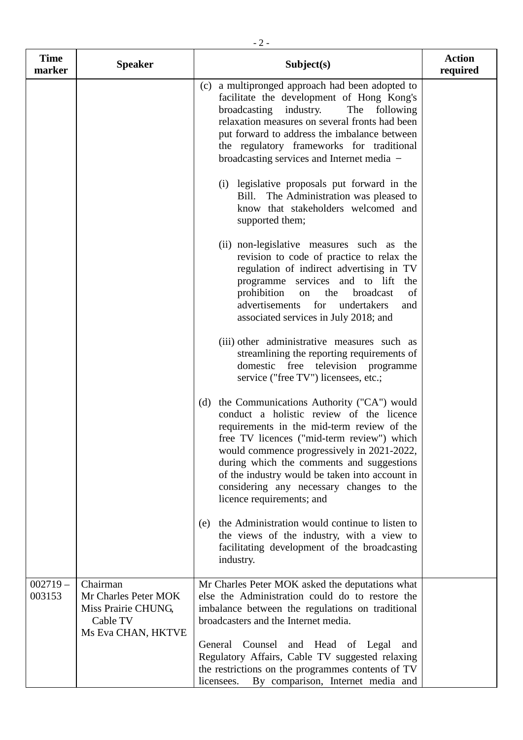| Time marker | Speaker | Subject(s) | Action required |
|---|---|---|---|
| | | (c) a multipronged approach had been adopted to facilitate the development of Hong Kong's broadcasting industry. The following relaxation measures on several fronts had been put forward to address the imbalance between the regulatory frameworks for traditional broadcasting services and Internet media − <br><br> (i) legislative proposals put forward in the Bill. The Administration was pleased to know that stakeholders welcomed and supported them; <br><br> (ii) non-legislative measures such as the revision to code of practice to relax the regulation of indirect advertising in TV programme services and to lift the prohibition on the broadcast of advertisements for undertakers and associated services in July 2018; and <br><br> (iii) other administrative measures such as streamlining the reporting requirements of domestic free television programme service ("free TV") licensees, etc.; <br><br> (d) the Communications Authority ("CA") would conduct a holistic review of the licence requirements in the mid-term review of the free TV licences ("mid-term review") which would commence progressively in 2021-2022, during which the comments and suggestions of the industry would be taken into account in considering any necessary changes to the licence requirements; and <br><br> (e) the Administration would continue to listen to the views of the industry, with a view to facilitating development of the broadcasting industry. | |
| 002719 – 003153 | Chairman <br> Mr Charles Peter MOK <br> Miss Prairie CHUNG, Cable TV <br> Ms Eva CHAN, HKTVE | Mr Charles Peter MOK asked the deputations what else the Administration could do to restore the imbalance between the regulations on traditional broadcasters and the Internet media. <br><br> General Counsel and Head of Legal and Regulatory Affairs, Cable TV suggested relaxing the restrictions on the programmes contents of TV licensees. By comparison, Internet media and | |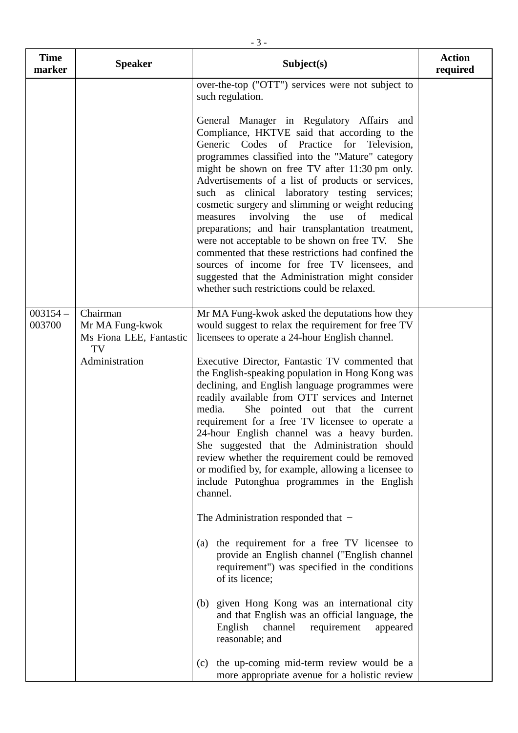| Time marker | Speaker | Subject(s) | Action required |
|---|---|---|---|
| | | over-the-top ("OTT") services were not subject to such regulation.<br><br>General Manager in Regulatory Affairs and Compliance, HKTVE said that according to the Generic Codes of Practice for Television, programmes classified into the "Mature" category might be shown on free TV after 11:30 pm only. Advertisements of a list of products or services, such as clinical laboratory testing services; cosmetic surgery and slimming or weight reducing measures involving the use of medical preparations; and hair transplantation treatment, were not acceptable to be shown on free TV. She commented that these restrictions had confined the sources of income for free TV licensees, and suggested that the Administration might consider whether such restrictions could be relaxed. | |
| 003154 – 003700 | Chairman<br>Mr MA Fung-kwok<br>Ms Fiona LEE, Fantastic TV<br>Administration | Mr MA Fung-kwok asked the deputations how they would suggest to relax the requirement for free TV licensees to operate a 24-hour English channel.<br><br>Executive Director, Fantastic TV commented that the English-speaking population in Hong Kong was declining, and English language programmes were readily available from OTT services and Internet media. She pointed out that the current requirement for a free TV licensee to operate a 24-hour English channel was a heavy burden. She suggested that the Administration should review whether the requirement could be removed or modified by, for example, allowing a licensee to include Putonghua programmes in the English channel.<br><br>The Administration responded that −<br><br>(a) the requirement for a free TV licensee to provide an English channel ("English channel requirement") was specified in the conditions of its licence;<br><br>(b) given Hong Kong was an international city and that English was an official language, the English channel requirement appeared reasonable; and<br><br>(c) the up-coming mid-term review would be a more appropriate avenue for a holistic review | |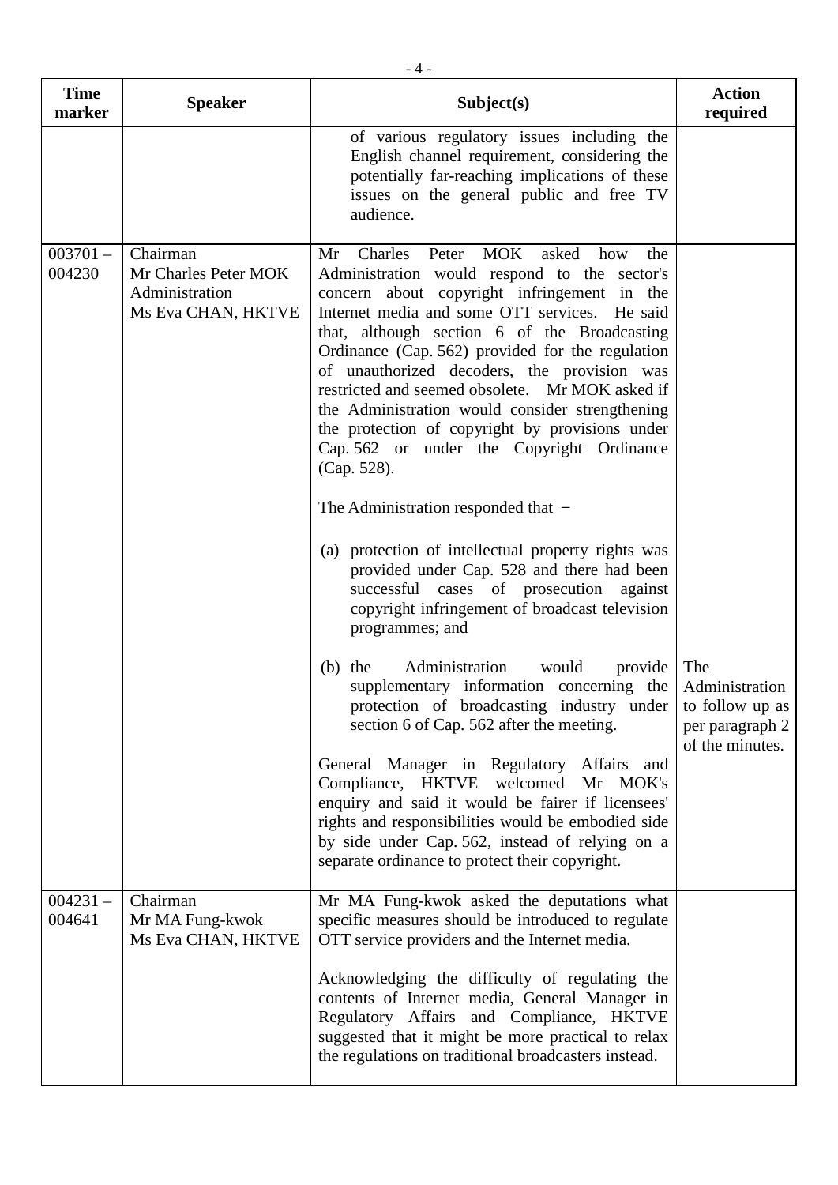| Time marker | Speaker | Subject(s) | Action required |
|---|---|---|---|
| | | of various regulatory issues including the English channel requirement, considering the potentially far-reaching implications of these issues on the general public and free TV audience. | |
| 003701 – 004230 | Chairman<br>Mr Charles Peter MOK<br>Administration<br>Ms Eva CHAN, HKTVE | Mr Charles Peter MOK asked how the Administration would respond to the sector's concern about copyright infringement in the Internet media and some OTT services. He said that, although section 6 of the Broadcasting Ordinance (Cap. 562) provided for the regulation of unauthorized decoders, the provision was restricted and seemed obsolete. Mr MOK asked if the Administration would consider strengthening the protection of copyright by provisions under Cap. 562 or under the Copyright Ordinance (Cap. 528).<br><br>The Administration responded that −<br><br>(a) protection of intellectual property rights was provided under Cap. 528 and there had been successful cases of prosecution against copyright infringement of broadcast television programmes; and<br><br>(b) the Administration would provide supplementary information concerning the protection of broadcasting industry under section 6 of Cap. 562 after the meeting.<br><br>General Manager in Regulatory Affairs and Compliance, HKTVE welcomed Mr MOK's enquiry and said it would be fairer if licensees' rights and responsibilities would be embodied side by side under Cap. 562, instead of relying on a separate ordinance to protect their copyright. | The Administration to follow up as per paragraph 2 of the minutes. |
| 004231 – 004641 | Chairman<br>Mr MA Fung-kwok<br>Ms Eva CHAN, HKTVE | Mr MA Fung-kwok asked the deputations what specific measures should be introduced to regulate OTT service providers and the Internet media.<br><br>Acknowledging the difficulty of regulating the contents of Internet media, General Manager in Regulatory Affairs and Compliance, HKTVE suggested that it might be more practical to relax the regulations on traditional broadcasters instead. | |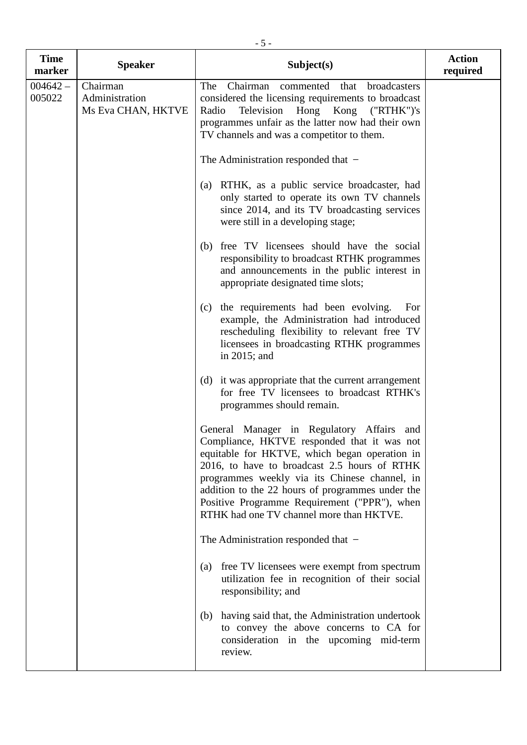| Time marker | Speaker | Subject(s) | Action required |
|---|---|---|---|
| 004642 – 005022 | Chairman<br>Administration<br>Ms Eva CHAN, HKTVE | The Chairman commented that broadcasters considered the licensing requirements to broadcast Radio Television Hong Kong ("RTHK")'s programmes unfair as the latter now had their own TV channels and was a competitor to them.<br><br>The Administration responded that –<br><br>(a) RTHK, as a public service broadcaster, had only started to operate its own TV channels since 2014, and its TV broadcasting services were still in a developing stage;<br><br>(b) free TV licensees should have the social responsibility to broadcast RTHK programmes and announcements in the public interest in appropriate designated time slots;<br><br>(c) the requirements had been evolving. For example, the Administration had introduced rescheduling flexibility to relevant free TV licensees in broadcasting RTHK programmes in 2015; and<br><br>(d) it was appropriate that the current arrangement for free TV licensees to broadcast RTHK's programmes should remain.<br><br>General Manager in Regulatory Affairs and Compliance, HKTVE responded that it was not equitable for HKTVE, which began operation in 2016, to have to broadcast 2.5 hours of RTHK programmes weekly via its Chinese channel, in addition to the 22 hours of programmes under the Positive Programme Requirement ("PPR"), when RTHK had one TV channel more than HKTVE.<br><br>The Administration responded that –<br><br>(a) free TV licensees were exempt from spectrum utilization fee in recognition of their social responsibility; and<br><br>(b) having said that, the Administration undertook to convey the above concerns to CA for consideration in the upcoming mid-term review. | |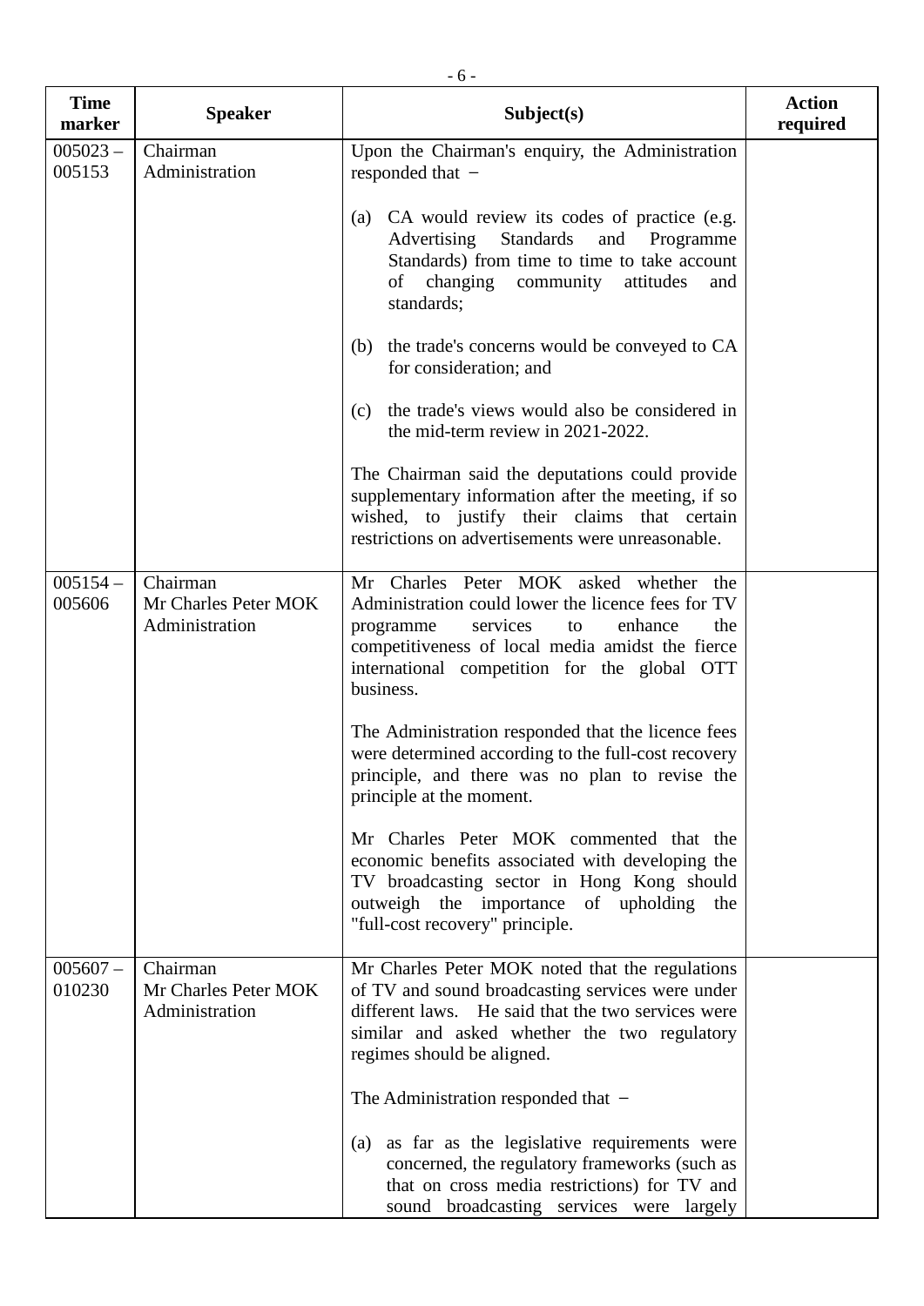| Time marker | Speaker | Subject(s) | Action required |
|---|---|---|---|
| 005023 – 005153 | Chairman<br>Administration | Upon the Chairman's enquiry, the Administration responded that −<br><br>(a) CA would review its codes of practice (e.g. Advertising Standards and Programme Standards) from time to time to take account of changing community attitudes and standards;<br><br>(b) the trade's concerns would be conveyed to CA for consideration; and<br><br>(c) the trade's views would also be considered in the mid-term review in 2021-2022.<br><br>The Chairman said the deputations could provide supplementary information after the meeting, if so wished, to justify their claims that certain restrictions on advertisements were unreasonable. | |
| 005154 – 005606 | Chairman<br>Mr Charles Peter MOK<br>Administration | Mr Charles Peter MOK asked whether the Administration could lower the licence fees for TV programme services to enhance the competitiveness of local media amidst the fierce international competition for the global OTT business.<br><br>The Administration responded that the licence fees were determined according to the full-cost recovery principle, and there was no plan to revise the principle at the moment.<br><br>Mr Charles Peter MOK commented that the economic benefits associated with developing the TV broadcasting sector in Hong Kong should outweigh the importance of upholding the "full-cost recovery" principle. | |
| 005607 – 010230 | Chairman<br>Mr Charles Peter MOK<br>Administration | Mr Charles Peter MOK noted that the regulations of TV and sound broadcasting services were under different laws. He said that the two services were similar and asked whether the two regulatory regimes should be aligned.<br><br>The Administration responded that −<br><br>(a) as far as the legislative requirements were concerned, the regulatory frameworks (such as that on cross media restrictions) for TV and sound broadcasting services were largely | |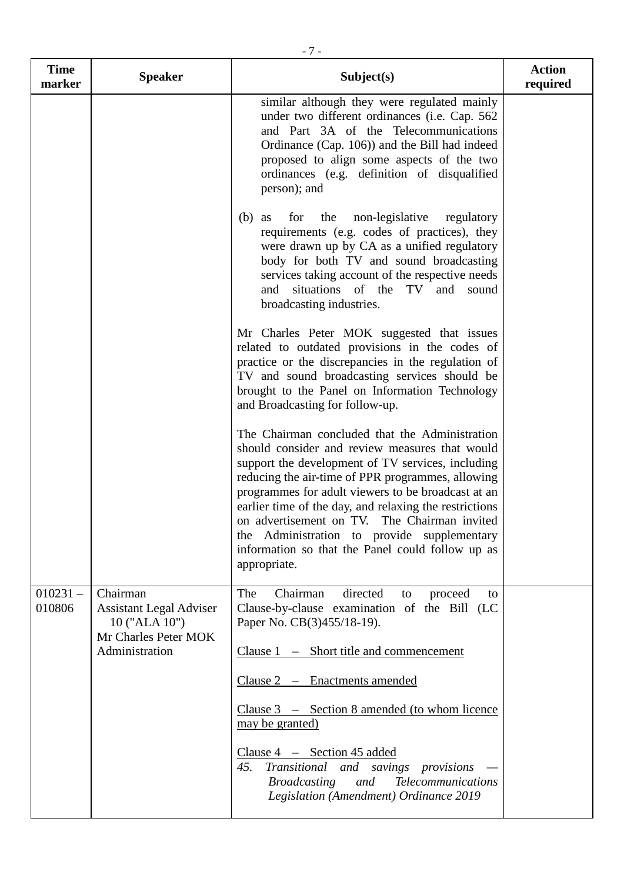| Time marker | Speaker | Subject(s) | Action required |
|---|---|---|---|
| | | similar although they were regulated mainly under two different ordinances (i.e. Cap. 562 and Part 3A of the Telecommunications Ordinance (Cap. 106)) and the Bill had indeed proposed to align some aspects of the two ordinances (e.g. definition of disqualified person); and<br><br>(b) as for the non-legislative regulatory requirements (e.g. codes of practices), they were drawn up by CA as a unified regulatory body for both TV and sound broadcasting services taking account of the respective needs and situations of the TV and sound broadcasting industries.<br><br>Mr Charles Peter MOK suggested that issues related to outdated provisions in the codes of practice or the discrepancies in the regulation of TV and sound broadcasting services should be brought to the Panel on Information Technology and Broadcasting for follow-up.<br><br>The Chairman concluded that the Administration should consider and review measures that would support the development of TV services, including reducing the air-time of PPR programmes, allowing programmes for adult viewers to be broadcast at an earlier time of the day, and relaxing the restrictions on advertisement on TV. The Chairman invited the Administration to provide supplementary information so that the Panel could follow up as appropriate. | |
| 010231 – 010806 | Chairman<br>Assistant Legal Adviser 10 ("ALA 10")<br>Mr Charles Peter MOK<br>Administration | The Chairman directed to proceed to Clause-by-clause examination of the Bill (LC Paper No. CB(3)455/18-19).<br><br><u>Clause 1 – Short title and commencement</u><br><br><u>Clause 2 – Enactments amended</u><br><br><u>Clause 3 – Section 8 amended (to whom licence may be granted)</u><br><br><u>Clause 4 – Section 45 added</u><br>*45. Transitional and savings provisions — Broadcasting and Telecommunications Legislation (Amendment) Ordinance 2019* | |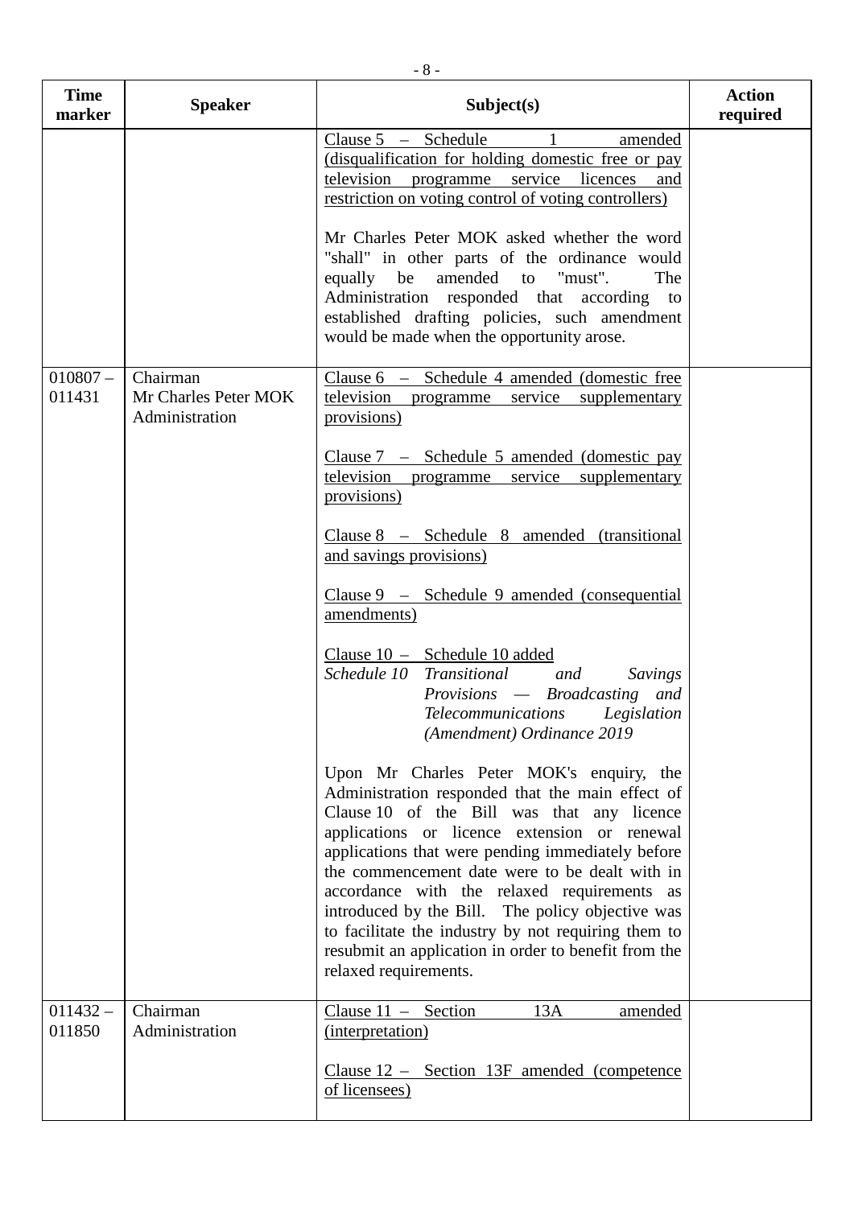| Time marker | Speaker | Subject(s) | Action required |
|---|---|---|---|
| | | Clause 5 – Schedule 1 amended (disqualification for holding domestic free or pay television programme service licences and restriction on voting control of voting controllers)<br><br>Mr Charles Peter MOK asked whether the word "shall" in other parts of the ordinance would equally be amended to "must". The Administration responded that according to established drafting policies, such amendment would be made when the opportunity arose. | |
| 010807 – 011431 | Chairman<br>Mr Charles Peter MOK<br>Administration | Clause 6 – Schedule 4 amended (domestic free television programme service supplementary provisions)<br><br>Clause 7 – Schedule 5 amended (domestic pay television programme service supplementary provisions)<br><br>Clause 8 – Schedule 8 amended (transitional and savings provisions)<br><br>Clause 9 – Schedule 9 amended (consequential amendments)<br><br>Clause 10 – Schedule 10 added<br>*Schedule 10 Transitional and Savings Provisions — Broadcasting and Telecommunications Legislation (Amendment) Ordinance 2019*<br><br>Upon Mr Charles Peter MOK's enquiry, the Administration responded that the main effect of Clause 10 of the Bill was that any licence applications or licence extension or renewal applications that were pending immediately before the commencement date were to be dealt with in accordance with the relaxed requirements as introduced by the Bill. The policy objective was to facilitate the industry by not requiring them to resubmit an application in order to benefit from the relaxed requirements. | |
| 011432 – 011850 | Chairman<br>Administration | Clause 11 – Section 13A amended (interpretation)<br><br>Clause 12 – Section 13F amended (competence of licensees) | |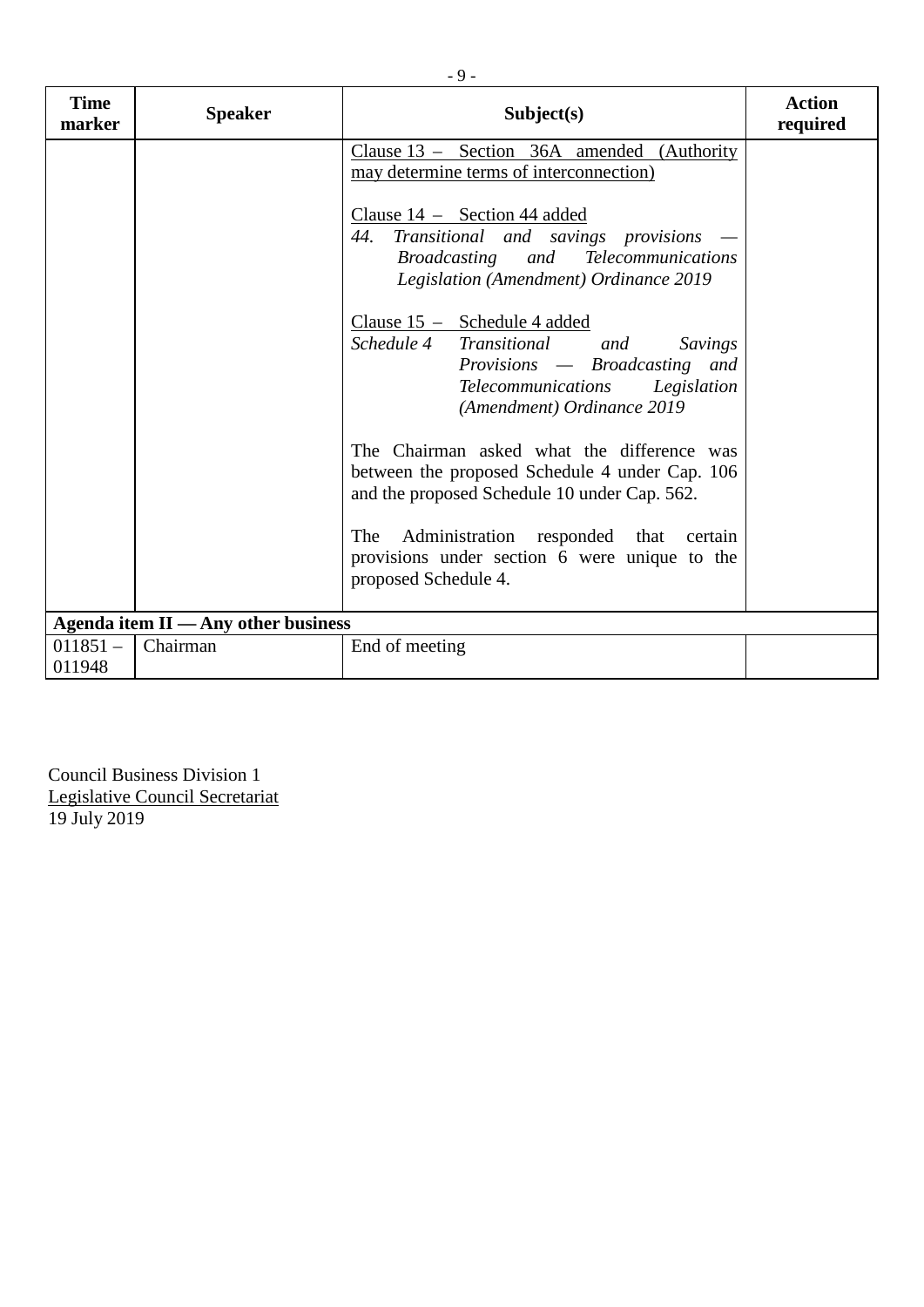| Time marker | Speaker | Subject(s) | Action required |
|---|---|---|---|
| | | Clause 13 – Section 36A amended (Authority may determine terms of interconnection)<br><br>Clause 14 – Section 44 added<br>*44. Transitional and savings provisions — Broadcasting and Telecommunications Legislation (Amendment) Ordinance 2019*<br><br>Clause 15 – Schedule 4 added<br>*Schedule 4 Transitional and Savings Provisions — Broadcasting and Telecommunications Legislation (Amendment) Ordinance 2019*<br><br>The Chairman asked what the difference was between the proposed Schedule 4 under Cap. 106 and the proposed Schedule 10 under Cap. 562.<br><br>The Administration responded that certain provisions under section 6 were unique to the proposed Schedule 4. | |
| **Agenda item II — Any other business** | | | |
| 011851 – 011948 | Chairman | End of meeting | |

Council Business Division 1
Legislative Council Secretariat
19 July 2019